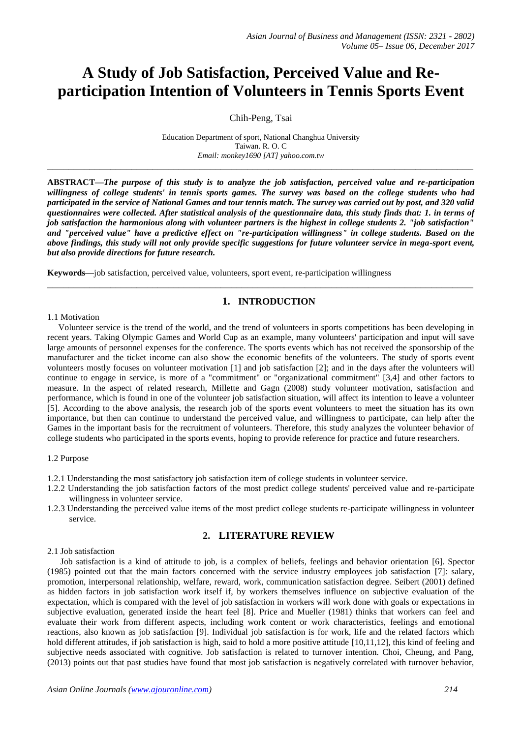# A Study of Job Satisfaction, Perceived Value and Re-participation Intention of Volunteers in Tennis Sports Event

Chih-Peng, Tsai

Education Department of sport, National Changhua University
Taiwan. R. O. C
*Email: monkey1690 [AT] yahoo.com.tw*

---

**ABSTRACT—*The purpose of this study is to analyze the job satisfaction, perceived value and re-participation willingness of college students' in tennis sports games. The survey was based on the college students who had participated in the service of National Games and tour tennis match. The survey was carried out by post, and 320 valid questionnaires were collected. After statistical analysis of the questionnaire data, this study finds that: 1. in terms of job satisfaction the harmonious along with volunteer partners is the highest in college students 2. "job satisfaction" and "perceived value" have a predictive effect on "re-participation willingness" in college students. Based on the above findings, this study will not only provide specific suggestions for future volunteer service in mega-sport event, but also provide directions for future research.***

**Keywords—**job satisfaction, perceived value, volunteers, sport event, re-participation willingness

---

## 1. INTRODUCTION

1.1 Motivation

Volunteer service is the trend of the world, and the trend of volunteers in sports competitions has been developing in recent years. Taking Olympic Games and World Cup as an example, many volunteers' participation and input will save large amounts of personnel expenses for the conference. The sports events which has not received the sponsorship of the manufacturer and the ticket income can also show the economic benefits of the volunteers. The study of sports event volunteers mostly focuses on volunteer motivation [1] and job satisfaction [2]; and in the days after the volunteers will continue to engage in service, is more of a "commitment" or "organizational commitment" [3,4] and other factors to measure. In the aspect of related research, Millette and Gagn (2008) study volunteer motivation, satisfaction and performance, which is found in one of the volunteer job satisfaction situation, will affect its intention to leave a volunteer [5]. According to the above analysis, the research job of the sports event volunteers to meet the situation has its own importance, but then can continue to understand the perceived value, and willingness to participate, can help after the Games in the important basis for the recruitment of volunteers. Therefore, this study analyzes the volunteer behavior of college students who participated in the sports events, hoping to provide reference for practice and future researchers.

1.2 Purpose

1.2.1 Understanding the most satisfactory job satisfaction item of college students in volunteer service.

1.2.2 Understanding the job satisfaction factors of the most predict college students' perceived value and re-participate willingness in volunteer service.

1.2.3 Understanding the perceived value items of the most predict college students re-participate willingness in volunteer service.

## 2. LITERATURE REVIEW

2.1 Job satisfaction

Job satisfaction is a kind of attitude to job, is a complex of beliefs, feelings and behavior orientation [6]. Spector (1985) pointed out that the main factors concerned with the service industry employees job satisfaction [7]: salary, promotion, interpersonal relationship, welfare, reward, work, communication satisfaction degree. Seibert (2001) defined as hidden factors in job satisfaction work itself if, by workers themselves influence on subjective evaluation of the expectation, which is compared with the level of job satisfaction in workers will work done with goals or expectations in subjective evaluation, generated inside the heart feel [8]. Price and Mueller (1981) thinks that workers can feel and evaluate their work from different aspects, including work content or work characteristics, feelings and emotional reactions, also known as job satisfaction [9]. Individual job satisfaction is for work, life and the related factors which hold different attitudes, if job satisfaction is high, said to hold a more positive attitude [10,11,12], this kind of feeling and subjective needs associated with cognitive. Job satisfaction is related to turnover intention. Choi, Cheung, and Pang, (2013) points out that past studies have found that most job satisfaction is negatively correlated with turnover behavior,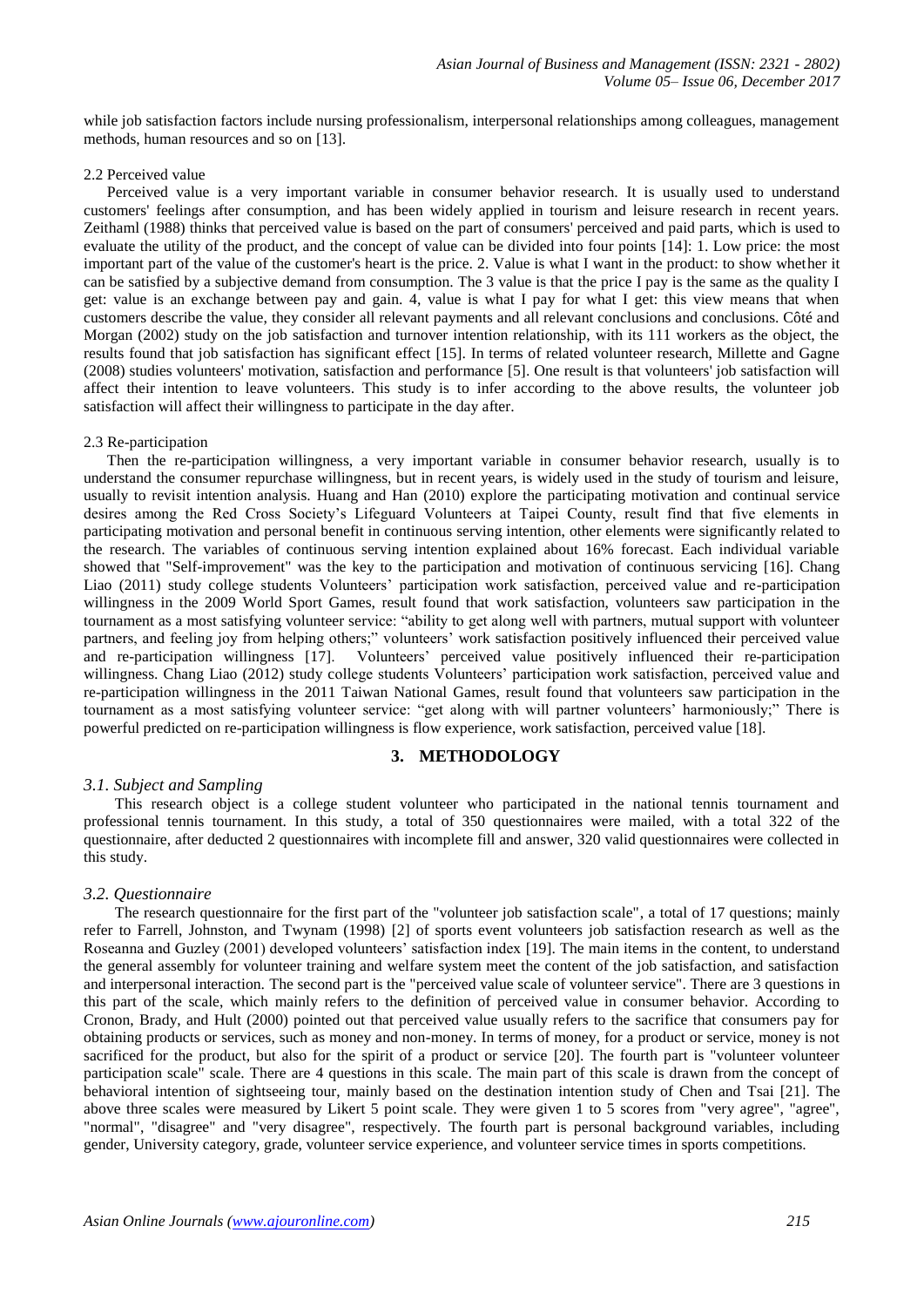while job satisfaction factors include nursing professionalism, interpersonal relationships among colleagues, management methods, human resources and so on [13].

### 2.2 Perceived value

Perceived value is a very important variable in consumer behavior research. It is usually used to understand customers' feelings after consumption, and has been widely applied in tourism and leisure research in recent years. Zeithaml (1988) thinks that perceived value is based on the part of consumers' perceived and paid parts, which is used to evaluate the utility of the product, and the concept of value can be divided into four points [14]: 1. Low price: the most important part of the value of the customer's heart is the price. 2. Value is what I want in the product: to show whether it can be satisfied by a subjective demand from consumption. The 3 value is that the price I pay is the same as the quality I get: value is an exchange between pay and gain. 4, value is what I pay for what I get: this view means that when customers describe the value, they consider all relevant payments and all relevant conclusions and conclusions. Côté and Morgan (2002) study on the job satisfaction and turnover intention relationship, with its 111 workers as the object, the results found that job satisfaction has significant effect [15]. In terms of related volunteer research, Millette and Gagne (2008) studies volunteers' motivation, satisfaction and performance [5]. One result is that volunteers' job satisfaction will affect their intention to leave volunteers. This study is to infer according to the above results, the volunteer job satisfaction will affect their willingness to participate in the day after.

### 2.3 Re-participation

Then the re-participation willingness, a very important variable in consumer behavior research, usually is to understand the consumer repurchase willingness, but in recent years, is widely used in the study of tourism and leisure, usually to revisit intention analysis. Huang and Han (2010) explore the participating motivation and continual service desires among the Red Cross Society's Lifeguard Volunteers at Taipei County, result find that five elements in participating motivation and personal benefit in continuous serving intention, other elements were significantly related to the research. The variables of continuous serving intention explained about 16% forecast. Each individual variable showed that "Self-improvement" was the key to the participation and motivation of continuous servicing [16]. Chang Liao (2011) study college students Volunteers' participation work satisfaction, perceived value and re-participation willingness in the 2009 World Sport Games, result found that work satisfaction, volunteers saw participation in the tournament as a most satisfying volunteer service: "ability to get along well with partners, mutual support with volunteer partners, and feeling joy from helping others;" volunteers' work satisfaction positively influenced their perceived value and re-participation willingness [17]. Volunteers' perceived value positively influenced their re-participation willingness. Chang Liao (2012) study college students Volunteers' participation work satisfaction, perceived value and re-participation willingness in the 2011 Taiwan National Games, result found that volunteers saw participation in the tournament as a most satisfying volunteer service: "get along with will partner volunteers' harmoniously;" There is powerful predicted on re-participation willingness is flow experience, work satisfaction, perceived value [18].

## 3. METHODOLOGY

### *3.1. Subject and Sampling*

This research object is a college student volunteer who participated in the national tennis tournament and professional tennis tournament. In this study, a total of 350 questionnaires were mailed, with a total 322 of the questionnaire, after deducted 2 questionnaires with incomplete fill and answer, 320 valid questionnaires were collected in this study.

### *3.2. Questionnaire*

The research questionnaire for the first part of the "volunteer job satisfaction scale", a total of 17 questions; mainly refer to Farrell, Johnston, and Twynam (1998) [2] of sports event volunteers job satisfaction research as well as the Roseanna and Guzley (2001) developed volunteers' satisfaction index [19]. The main items in the content, to understand the general assembly for volunteer training and welfare system meet the content of the job satisfaction, and satisfaction and interpersonal interaction. The second part is the "perceived value scale of volunteer service". There are 3 questions in this part of the scale, which mainly refers to the definition of perceived value in consumer behavior. According to Cronon, Brady, and Hult (2000) pointed out that perceived value usually refers to the sacrifice that consumers pay for obtaining products or services, such as money and non-money. In terms of money, for a product or service, money is not sacrificed for the product, but also for the spirit of a product or service [20]. The fourth part is "volunteer volunteer participation scale" scale. There are 4 questions in this scale. The main part of this scale is drawn from the concept of behavioral intention of sightseeing tour, mainly based on the destination intention study of Chen and Tsai [21]. The above three scales were measured by Likert 5 point scale. They were given 1 to 5 scores from "very agree", "agree", "normal", "disagree" and "very disagree", respectively. The fourth part is personal background variables, including gender, University category, grade, volunteer service experience, and volunteer service times in sports competitions.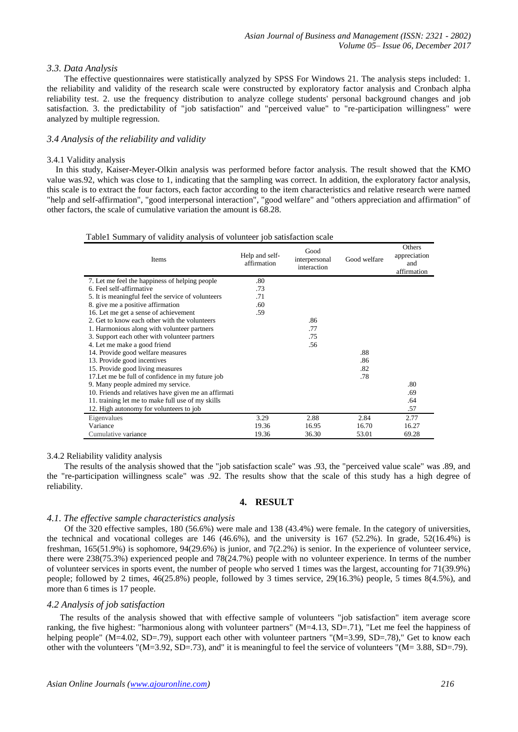### *3.3. Data Analysis*

The effective questionnaires were statistically analyzed by SPSS For Windows 21. The analysis steps included: 1. the reliability and validity of the research scale were constructed by exploratory factor analysis and Cronbach alpha reliability test. 2. use the frequency distribution to analyze college students' personal background changes and job satisfaction. 3. the predictability of "job satisfaction" and "perceived value" to "re-participation willingness" were analyzed by multiple regression.

### *3.4 Analysis of the reliability and validity*

3.4.1 Validity analysis

In this study, Kaiser-Meyer-Olkin analysis was performed before factor analysis. The result showed that the KMO value was.92, which was close to 1, indicating that the sampling was correct. In addition, the exploratory factor analysis, this scale is to extract the four factors, each factor according to the item characteristics and relative research were named "help and self-affirmation", "good interpersonal interaction", "good welfare" and "others appreciation and affirmation" of other factors, the scale of cumulative variation the amount is 68.28.

Table1 Summary of validity analysis of volunteer job satisfaction scale

| Items | Help and self-affirmation | Good interpersonal interaction | Good welfare | Others appreciation and affirmation |
|---|---|---|---|---|
| 7. Let me feel the happiness of helping people | .80 | | | |
| 6. Feel self-affirmative | .73 | | | |
| 5. It is meaningful feel the service of volunteers | .71 | | | |
| 8. give me a positive affirmation | .60 | | | |
| 16. Let me get a sense of achievement | .59 | | | |
| 2. Get to know each other with the volunteers | | .86 | | |
| 1. Harmonious along with volunteer partners | | .77 | | |
| 3. Support each other with volunteer partners | | .75 | | |
| 4. Let me make a good friend | | .56 | | |
| 14. Provide good welfare measures | | | .88 | |
| 13. Provide good incentives | | | .86 | |
| 15. Provide good living measures | | | .82 | |
| 17.Let me be full of confidence in my future job | | | .78 | |
| 9. Many people admired my service. | | | | .80 |
| 10. Friends and relatives have given me an affirmati | | | | .69 |
| 11. training let me to make full use of my skills | | | | .64 |
| 12. High autonomy for volunteers to job | | | | .57 |
| Eigenvalues | 3.29 | 2.88 | 2.84 | 2.77 |
| Variance | 19.36 | 16.95 | 16.70 | 16.27 |
| Cumulative variance | 19.36 | 36.30 | 53.01 | 69.28 |

3.4.2 Reliability validity analysis

The results of the analysis showed that the "job satisfaction scale" was .93, the "perceived value scale" was .89, and the "re-participation willingness scale" was .92. The results show that the scale of this study has a high degree of reliability.

## 4. RESULT

### *4.1. The effective sample characteristics analysis*

Of the 320 effective samples, 180 (56.6%) were male and 138 (43.4%) were female. In the category of universities, the technical and vocational colleges are 146 (46.6%), and the university is 167 (52.2%). In grade, 52(16.4%) is freshman, 165(51.9%) is sophomore, 94(29.6%) is junior, and 7(2.2%) is senior. In the experience of volunteer service, there were 238(75.3%) experienced people and 78(24.7%) people with no volunteer experience. In terms of the number of volunteer services in sports event, the number of people who served 1 times was the largest, accounting for 71(39.9%) people; followed by 2 times, 46(25.8%) people, followed by 3 times service, 29(16.3%) people, 5 times 8(4.5%), and more than 6 times is 17 people.

### *4.2 Analysis of job satisfaction*

The results of the analysis showed that with effective sample of volunteers "job satisfaction" item average score ranking, the five highest: "harmonious along with volunteer partners" (M=4.13, SD=.71), "Let me feel the happiness of helping people" (M=4.02, SD=.79), support each other with volunteer partners "(M=3.99, SD=.78)," Get to know each other with the volunteers "(M=3.92, SD=.73), and" it is meaningful to feel the service of volunteers "(M= 3.88, SD=.79).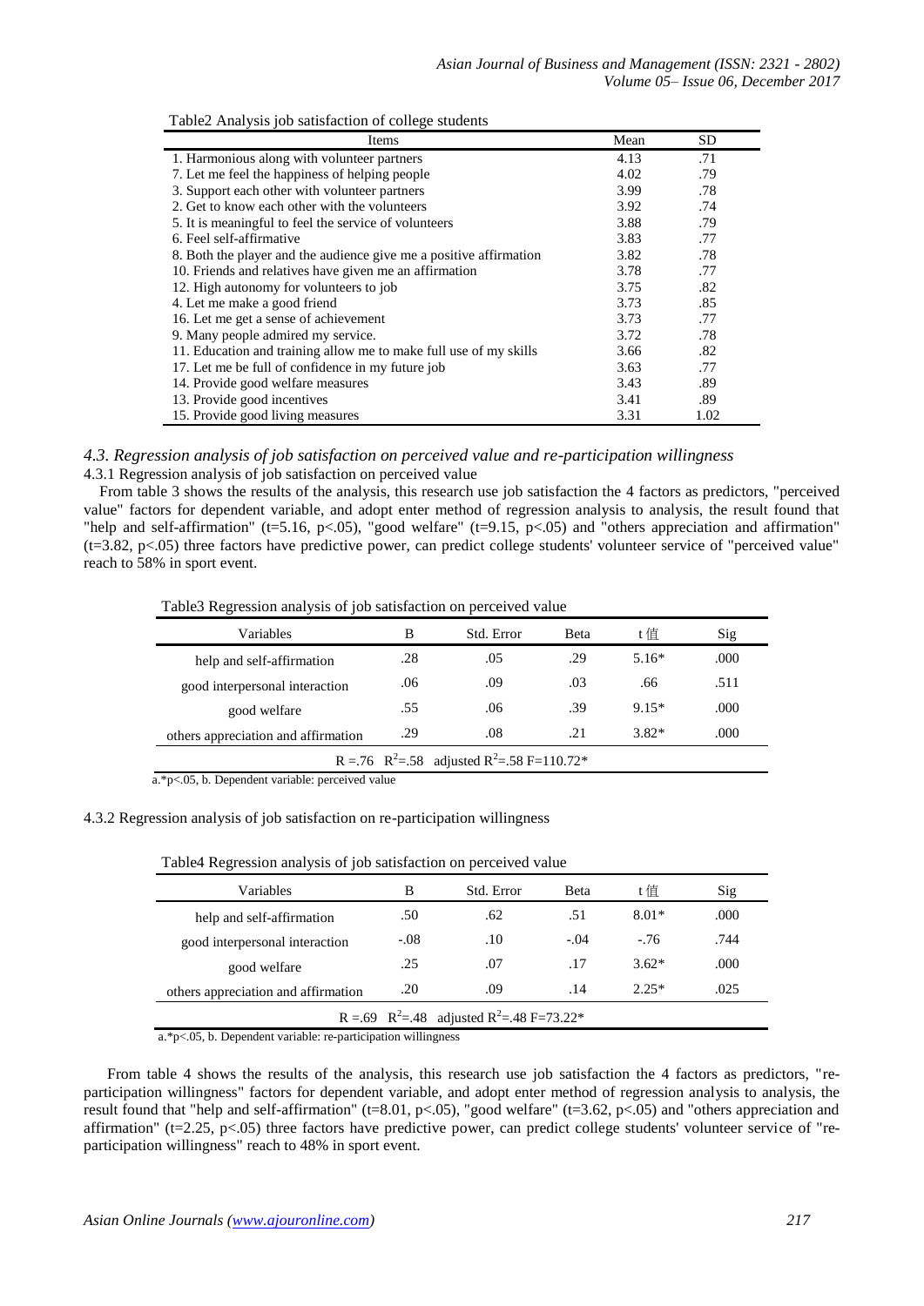Table2 Analysis job satisfaction of college students

| Items | Mean | SD |
|---|---|---|
| 1. Harmonious along with volunteer partners | 4.13 | .71 |
| 7. Let me feel the happiness of helping people | 4.02 | .79 |
| 3. Support each other with volunteer partners | 3.99 | .78 |
| 2. Get to know each other with the volunteers | 3.92 | .74 |
| 5. It is meaningful to feel the service of volunteers | 3.88 | .79 |
| 6. Feel self-affirmative | 3.83 | .77 |
| 8. Both the player and the audience give me a positive affirmation | 3.82 | .78 |
| 10. Friends and relatives have given me an affirmation | 3.78 | .77 |
| 12. High autonomy for volunteers to job | 3.75 | .82 |
| 4. Let me make a good friend | 3.73 | .85 |
| 16. Let me get a sense of achievement | 3.73 | .77 |
| 9. Many people admired my service. | 3.72 | .78 |
| 11. Education and training allow me to make full use of my skills | 3.66 | .82 |
| 17. Let me be full of confidence in my future job | 3.63 | .77 |
| 14. Provide good welfare measures | 3.43 | .89 |
| 13. Provide good incentives | 3.41 | .89 |
| 15. Provide good living measures | 3.31 | 1.02 |

### *4.3. Regression analysis of job satisfaction on perceived value and re-participation willingness*

#### 4.3.1 Regression analysis of job satisfaction on perceived value

From table 3 shows the results of the analysis, this research use job satisfaction the 4 factors as predictors, "perceived value" factors for dependent variable, and adopt enter method of regression analysis to analysis, the result found that "help and self-affirmation" (t=5.16, p<.05), "good welfare" (t=9.15, p<.05) and "others appreciation and affirmation" (t=3.82, p<.05) three factors have predictive power, can predict college students' volunteer service of "perceived value" reach to 58% in sport event.

Table3 Regression analysis of job satisfaction on perceived value

| Variables | B | Std. Error | Beta | t 值 | Sig |
|---|---|---|---|---|---|
| help and self-affirmation | .28 | .05 | .29 | 5.16* | .000 |
| good interpersonal interaction | .06 | .09 | .03 | .66 | .511 |
| good welfare | .55 | .06 | .39 | 9.15* | .000 |
| others appreciation and affirmation | .29 | .08 | .21 | 3.82* | .000 |
| R =.76 $R^2$=.58 adjusted $R^2$=.58 F=110.72* | | | | | |

a.*p<.05, b. Dependent variable: perceived value

#### 4.3.2 Regression analysis of job satisfaction on re-participation willingness

Table4 Regression analysis of job satisfaction on perceived value

| Variables | B | Std. Error | Beta | t 值 | Sig |
|---|---|---|---|---|---|
| help and self-affirmation | .50 | .62 | .51 | 8.01* | .000 |
| good interpersonal interaction | -.08 | .10 | -.04 | -.76 | .744 |
| good welfare | .25 | .07 | .17 | 3.62* | .000 |
| others appreciation and affirmation | .20 | .09 | .14 | 2.25* | .025 |
| R =.69 $R^2$=.48 adjusted $R^2$=.48 F=73.22* | | | | | |

a.*p<.05, b. Dependent variable: re-participation willingness

From table 4 shows the results of the analysis, this research use job satisfaction the 4 factors as predictors, "re-participation willingness" factors for dependent variable, and adopt enter method of regression analysis to analysis, the result found that "help and self-affirmation" (t=8.01, p<.05), "good welfare" (t=3.62, p<.05) and "others appreciation and affirmation" (t=2.25, p<.05) three factors have predictive power, can predict college students' volunteer service of "re-participation willingness" reach to 48% in sport event.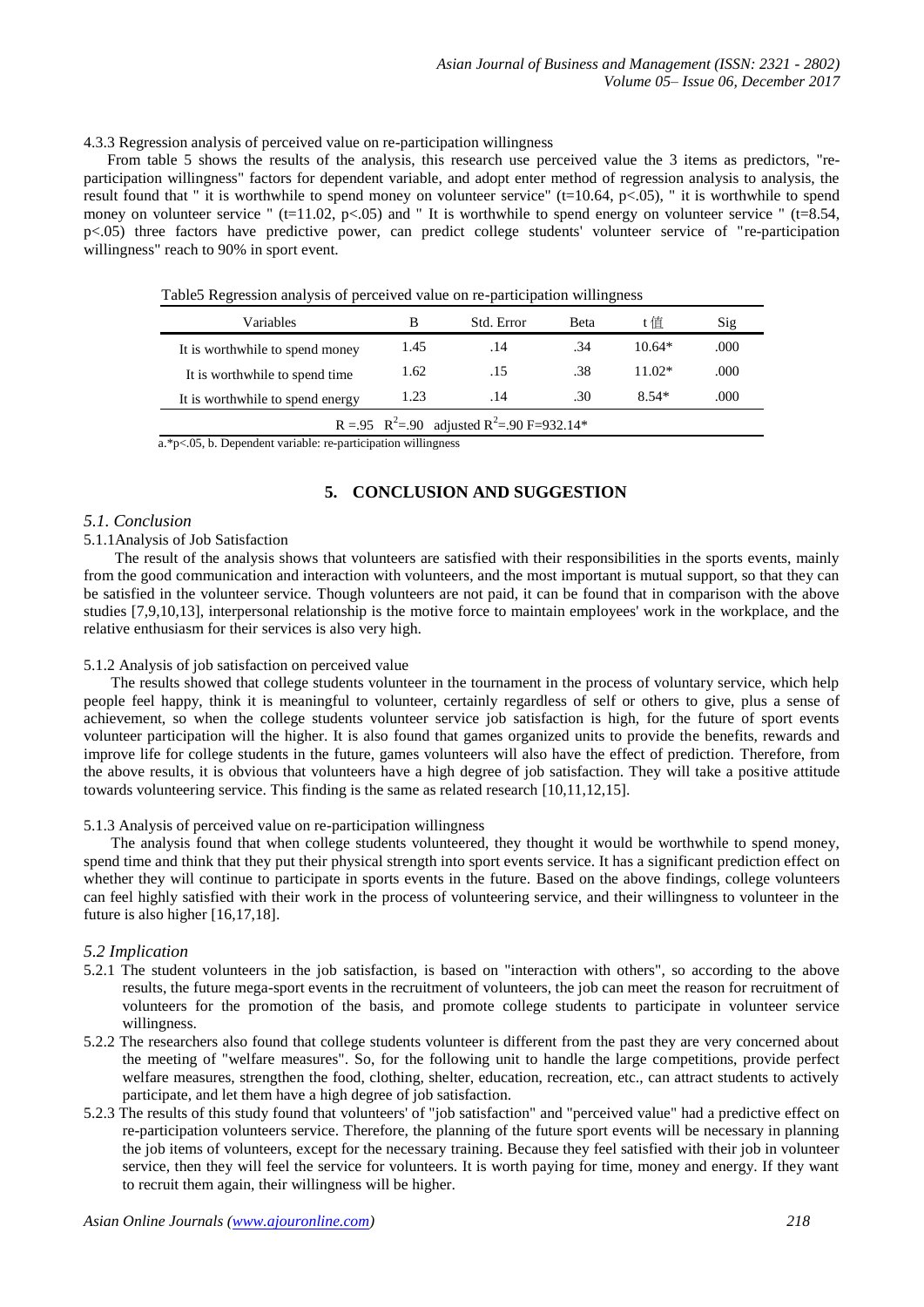4.3.3 Regression analysis of perceived value on re-participation willingness

From table 5 shows the results of the analysis, this research use perceived value the 3 items as predictors, "re-participation willingness" factors for dependent variable, and adopt enter method of regression analysis to analysis, the result found that " it is worthwhile to spend money on volunteer service" ($t=10.64$, $p<.05$), " it is worthwhile to spend money on volunteer service " ($t=11.02$, $p<.05$) and " It is worthwhile to spend energy on volunteer service " ($t=8.54$, $p<.05$) three factors have predictive power, can predict college students' volunteer service of "re-participation willingness" reach to 90% in sport event.

Table5 Regression analysis of perceived value on re-participation willingness

| Variables | B | Std. Error | Beta | t 值 | Sig |
|---|---|---|---|---|---|
| It is worthwhile to spend money | 1.45 | .14 | .34 | 10.64* | .000 |
| It is worthwhile to spend time | 1.62 | .15 | .38 | 11.02* | .000 |
| It is worthwhile to spend energy | 1.23 | .14 | .30 | 8.54* | .000 |
| $R=.95$ $R^2=.90$ adjusted $R^2=.90$ $F=932.14$* | | | | | |

a.*$p<.05$, b. Dependent variable: re-participation willingness

## 5. CONCLUSION AND SUGGESTION

### *5.1. Conclusion*

5.1.1Analysis of Job Satisfaction

The result of the analysis shows that volunteers are satisfied with their responsibilities in the sports events, mainly from the good communication and interaction with volunteers, and the most important is mutual support, so that they can be satisfied in the volunteer service. Though volunteers are not paid, it can be found that in comparison with the above studies [7,9,10,13], interpersonal relationship is the motive force to maintain employees' work in the workplace, and the relative enthusiasm for their services is also very high.

5.1.2 Analysis of job satisfaction on perceived value

The results showed that college students volunteer in the tournament in the process of voluntary service, which help people feel happy, think it is meaningful to volunteer, certainly regardless of self or others to give, plus a sense of achievement, so when the college students volunteer service job satisfaction is high, for the future of sport events volunteer participation will the higher. It is also found that games organized units to provide the benefits, rewards and improve life for college students in the future, games volunteers will also have the effect of prediction. Therefore, from the above results, it is obvious that volunteers have a high degree of job satisfaction. They will take a positive attitude towards volunteering service. This finding is the same as related research [10,11,12,15].

5.1.3 Analysis of perceived value on re-participation willingness

The analysis found that when college students volunteered, they thought it would be worthwhile to spend money, spend time and think that they put their physical strength into sport events service. It has a significant prediction effect on whether they will continue to participate in sports events in the future. Based on the above findings, college volunteers can feel highly satisfied with their work in the process of volunteering service, and their willingness to volunteer in the future is also higher [16,17,18].

### *5.2 Implication*

5.2.1 The student volunteers in the job satisfaction, is based on "interaction with others", so according to the above results, the future mega-sport events in the recruitment of volunteers, the job can meet the reason for recruitment of volunteers for the promotion of the basis, and promote college students to participate in volunteer service willingness.

5.2.2 The researchers also found that college students volunteer is different from the past they are very concerned about the meeting of "welfare measures". So, for the following unit to handle the large competitions, provide perfect welfare measures, strengthen the food, clothing, shelter, education, recreation, etc., can attract students to actively participate, and let them have a high degree of job satisfaction.

5.2.3 The results of this study found that volunteers' of "job satisfaction" and "perceived value" had a predictive effect on re-participation volunteers service. Therefore, the planning of the future sport events will be necessary in planning the job items of volunteers, except for the necessary training. Because they feel satisfied with their job in volunteer service, then they will feel the service for volunteers. It is worth paying for time, money and energy. If they want to recruit them again, their willingness will be higher.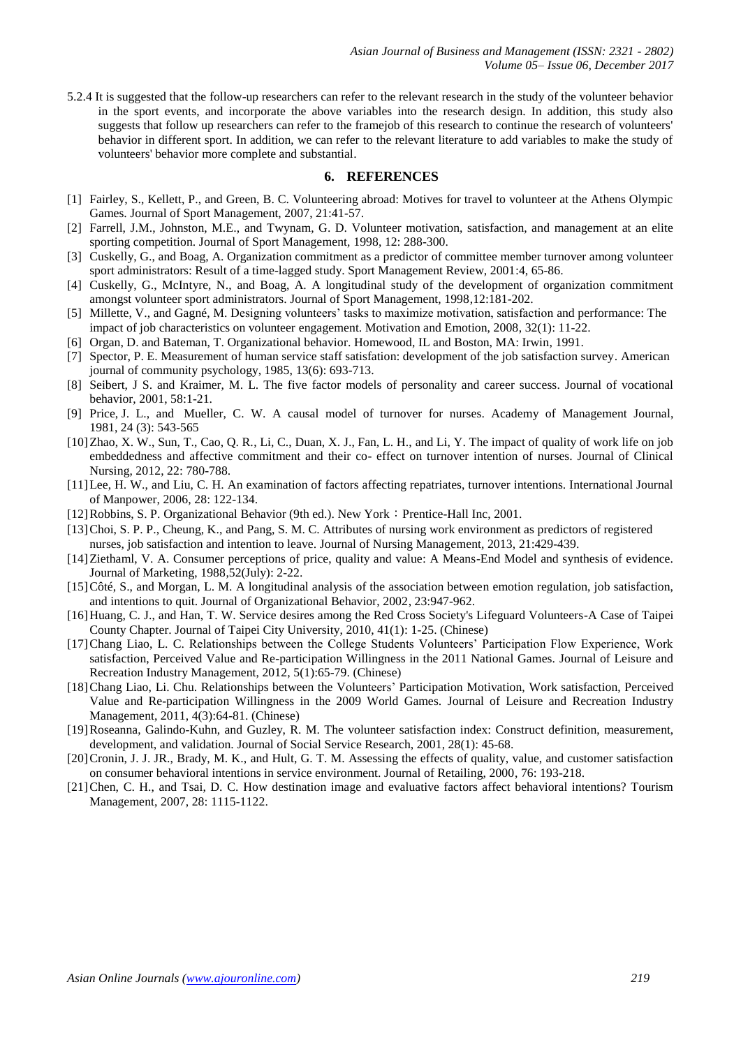5.2.4 It is suggested that the follow-up researchers can refer to the relevant research in the study of the volunteer behavior in the sport events, and incorporate the above variables into the research design. In addition, this study also suggests that follow up researchers can refer to the framejob of this research to continue the research of volunteers' behavior in different sport. In addition, we can refer to the relevant literature to add variables to make the study of volunteers' behavior more complete and substantial.

## 6. REFERENCES

[1] Fairley, S., Kellett, P., and Green, B. C. Volunteering abroad: Motives for travel to volunteer at the Athens Olympic Games. Journal of Sport Management, 2007, 21:41-57.

[2] Farrell, J.M., Johnston, M.E., and Twynam, G. D. Volunteer motivation, satisfaction, and management at an elite sporting competition. Journal of Sport Management, 1998, 12: 288-300.

[3] Cuskelly, G., and Boag, A. Organization commitment as a predictor of committee member turnover among volunteer sport administrators: Result of a time-lagged study. Sport Management Review, 2001:4, 65-86.

[4] Cuskelly, G., McIntyre, N., and Boag, A. A longitudinal study of the development of organization commitment amongst volunteer sport administrators. Journal of Sport Management, 1998,12:181-202.

[5] Millette, V., and Gagné, M. Designing volunteers' tasks to maximize motivation, satisfaction and performance: The impact of job characteristics on volunteer engagement. Motivation and Emotion, 2008, 32(1): 11-22.

[6] Organ, D. and Bateman, T. Organizational behavior. Homewood, IL and Boston, MA: Irwin, 1991.

[7] Spector, P. E. Measurement of human service staff satisfaction: development of the job satisfaction survey. American journal of community psychology, 1985, 13(6): 693-713.

[8] Seibert, J S. and Kraimer, M. L. The five factor models of personality and career success. Journal of vocational behavior, 2001, 58:1-21.

[9] Price, J. L., and Mueller, C. W. A causal model of turnover for nurses. Academy of Management Journal, 1981, 24 (3): 543-565

[10] Zhao, X. W., Sun, T., Cao, Q. R., Li, C., Duan, X. J., Fan, L. H., and Li, Y. The impact of quality of work life on job embeddedness and affective commitment and their co- effect on turnover intention of nurses. Journal of Clinical Nursing, 2012, 22: 780-788.

[11] Lee, H. W., and Liu, C. H. An examination of factors affecting repatriates, turnover intentions. International Journal of Manpower, 2006, 28: 122-134.

[12] Robbins, S. P. Organizational Behavior (9th ed.). New York：Prentice-Hall Inc, 2001.

[13] Choi, S. P. P., Cheung, K., and Pang, S. M. C. Attributes of nursing work environment as predictors of registered nurses, job satisfaction and intention to leave. Journal of Nursing Management, 2013, 21:429-439.

[14] Ziethaml, V. A. Consumer perceptions of price, quality and value: A Means-End Model and synthesis of evidence. Journal of Marketing, 1988,52(July): 2-22.

[15] Côté, S., and Morgan, L. M. A longitudinal analysis of the association between emotion regulation, job satisfaction, and intentions to quit. Journal of Organizational Behavior, 2002, 23:947-962.

[16] Huang, C. J., and Han, T. W. Service desires among the Red Cross Society's Lifeguard Volunteers-A Case of Taipei County Chapter. Journal of Taipei City University, 2010, 41(1): 1-25. (Chinese)

[17] Chang Liao, L. C. Relationships between the College Students Volunteers' Participation Flow Experience, Work satisfaction, Perceived Value and Re-participation Willingness in the 2011 National Games. Journal of Leisure and Recreation Industry Management, 2012, 5(1):65-79. (Chinese)

[18] Chang Liao, Li. Chu. Relationships between the Volunteers' Participation Motivation, Work satisfaction, Perceived Value and Re-participation Willingness in the 2009 World Games. Journal of Leisure and Recreation Industry Management, 2011, 4(3):64-81. (Chinese)

[19] Roseanna, Galindo-Kuhn, and Guzley, R. M. The volunteer satisfaction index: Construct definition, measurement, development, and validation. Journal of Social Service Research, 2001, 28(1): 45-68.

[20] Cronin, J. J. JR., Brady, M. K., and Hult, G. T. M. Assessing the effects of quality, value, and customer satisfaction on consumer behavioral intentions in service environment. Journal of Retailing, 2000, 76: 193-218.

[21] Chen, C. H., and Tsai, D. C. How destination image and evaluative factors affect behavioral intentions? Tourism Management, 2007, 28: 1115-1122.